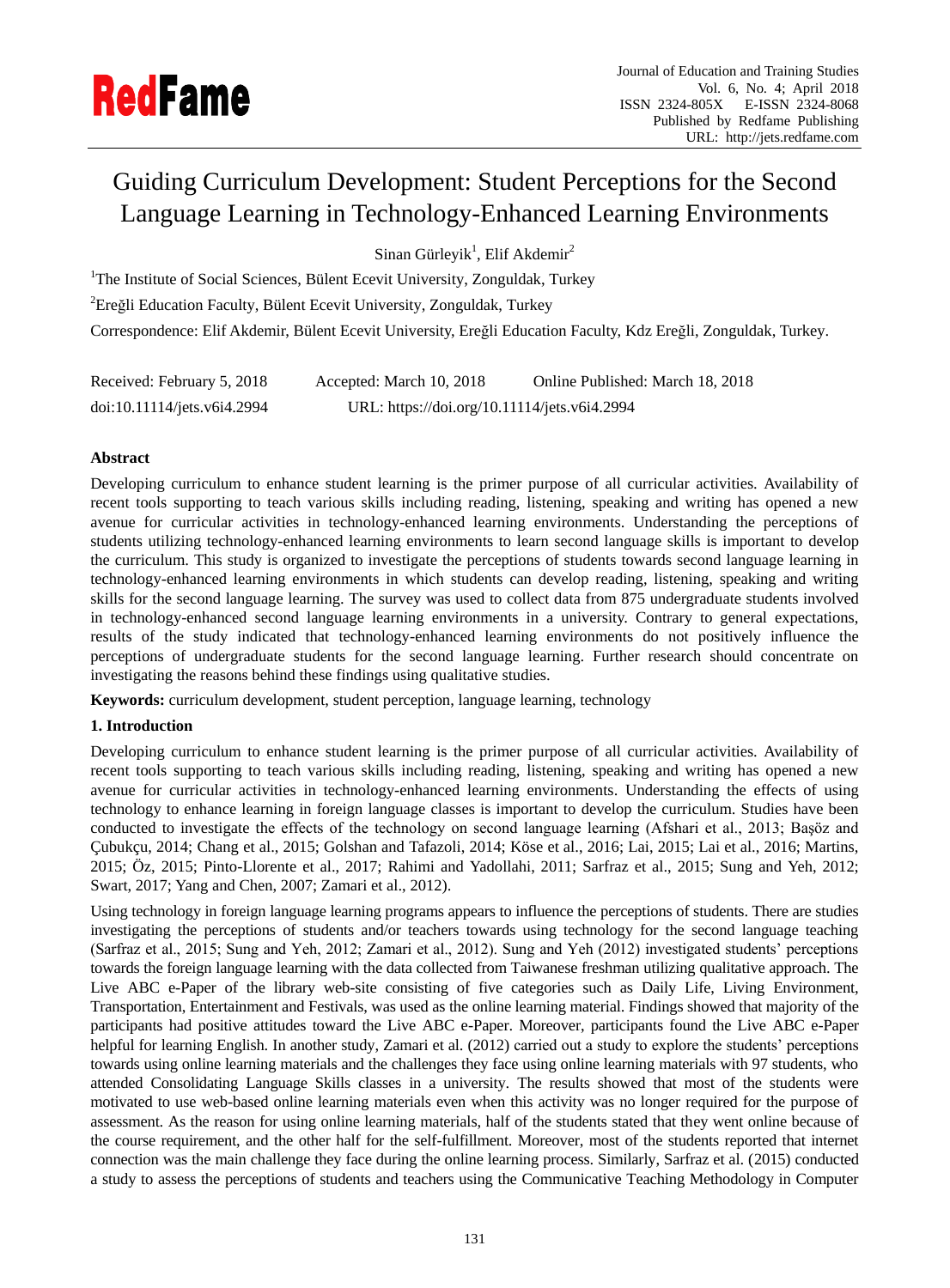# Guiding Curriculum Development: Student Perceptions for the Second Language Learning in Technology-Enhanced Learning Environments

Sinan Gürleyik[1], Elif Akdemir[2]

[1]The Institute of Social Sciences, Bülent Ecevit University, Zonguldak, Turkey

[2]Ereğli Education Faculty, Bülent Ecevit University, Zonguldak, Turkey

Correspondence: Elif Akdemir, Bülent Ecevit University, Ereğli Education Faculty, Kdz Ereğli, Zonguldak, Turkey.

Received: February 5, 2018 Accepted: March 10, 2018 Online Published: March 18, 2018

doi:10.11114/jets.v6i4.2994 URL: https://doi.org/10.11114/jets.v6i4.2994

## Abstract

Developing curriculum to enhance student learning is the primer purpose of all curricular activities. Availability of recent tools supporting to teach various skills including reading, listening, speaking and writing has opened a new avenue for curricular activities in technology-enhanced learning environments. Understanding the perceptions of students utilizing technology-enhanced learning environments to learn second language skills is important to develop the curriculum. This study is organized to investigate the perceptions of students towards second language learning in technology-enhanced learning environments in which students can develop reading, listening, speaking and writing skills for the second language learning. The survey was used to collect data from 875 undergraduate students involved in technology-enhanced second language learning environments in a university. Contrary to general expectations, results of the study indicated that technology-enhanced learning environments do not positively influence the perceptions of undergraduate students for the second language learning. Further research should concentrate on investigating the reasons behind these findings using qualitative studies.

**Keywords:** curriculum development, student perception, language learning, technology

## 1. Introduction

Developing curriculum to enhance student learning is the primer purpose of all curricular activities. Availability of recent tools supporting to teach various skills including reading, listening, speaking and writing has opened a new avenue for curricular activities in technology-enhanced learning environments. Understanding the effects of using technology to enhance learning in foreign language classes is important to develop the curriculum. Studies have been conducted to investigate the effects of the technology on second language learning (Afshari et al., 2013; Başöz and Çubukçu, 2014; Chang et al., 2015; Golshan and Tafazoli, 2014; Köse et al., 2016; Lai, 2015; Lai et al., 2016; Martins, 2015; Öz, 2015; Pinto-Llorente et al., 2017; Rahimi and Yadollahi, 2011; Sarfraz et al., 2015; Sung and Yeh, 2012; Swart, 2017; Yang and Chen, 2007; Zamari et al., 2012).

Using technology in foreign language learning programs appears to influence the perceptions of students. There are studies investigating the perceptions of students and/or teachers towards using technology for the second language teaching (Sarfraz et al., 2015; Sung and Yeh, 2012; Zamari et al., 2012). Sung and Yeh (2012) investigated students' perceptions towards the foreign language learning with the data collected from Taiwanese freshman utilizing qualitative approach. The Live ABC e-Paper of the library web-site consisting of five categories such as Daily Life, Living Environment, Transportation, Entertainment and Festivals, was used as the online learning material. Findings showed that majority of the participants had positive attitudes toward the Live ABC e-Paper. Moreover, participants found the Live ABC e-Paper helpful for learning English. In another study, Zamari et al. (2012) carried out a study to explore the students' perceptions towards using online learning materials and the challenges they face using online learning materials with 97 students, who attended Consolidating Language Skills classes in a university. The results showed that most of the students were motivated to use web-based online learning materials even when this activity was no longer required for the purpose of assessment. As the reason for using online learning materials, half of the students stated that they went online because of the course requirement, and the other half for the self-fulfillment. Moreover, most of the students reported that internet connection was the main challenge they face during the online learning process. Similarly, Sarfraz et al. (2015) conducted a study to assess the perceptions of students and teachers using the Communicative Teaching Methodology in Computer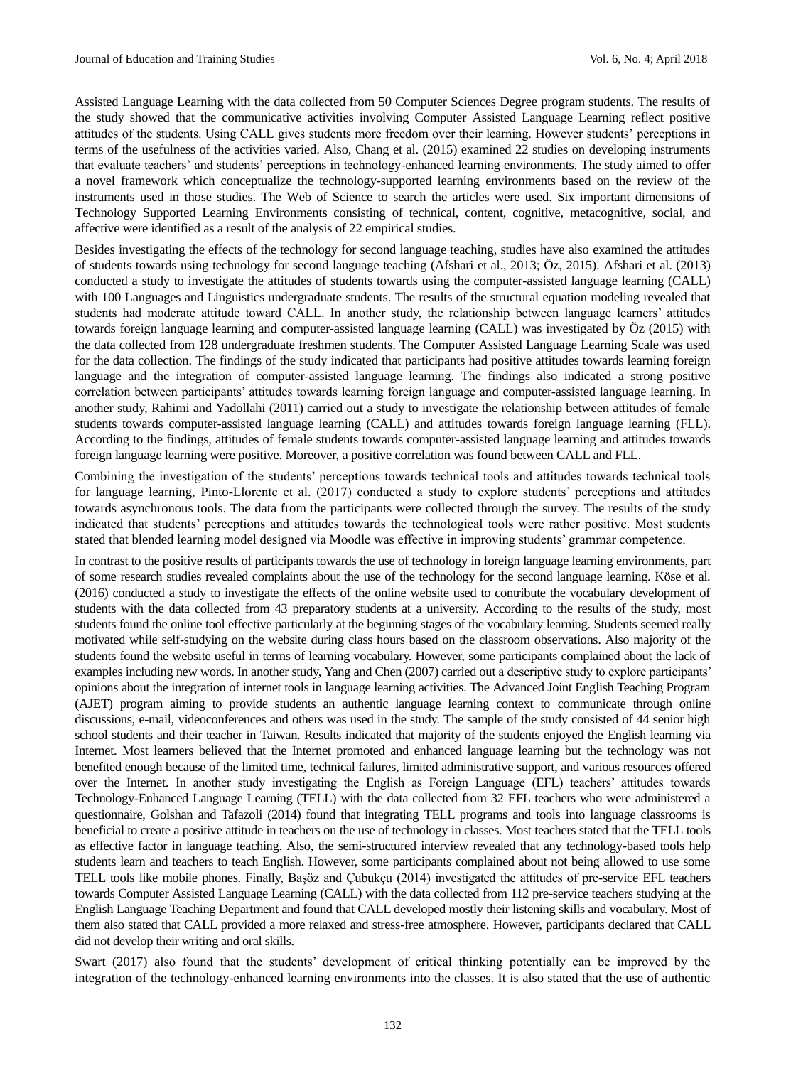Assisted Language Learning with the data collected from 50 Computer Sciences Degree program students. The results of the study showed that the communicative activities involving Computer Assisted Language Learning reflect positive attitudes of the students. Using CALL gives students more freedom over their learning. However students' perceptions in terms of the usefulness of the activities varied. Also, Chang et al. (2015) examined 22 studies on developing instruments that evaluate teachers' and students' perceptions in technology-enhanced learning environments. The study aimed to offer a novel framework which conceptualize the technology-supported learning environments based on the review of the instruments used in those studies. The Web of Science to search the articles were used. Six important dimensions of Technology Supported Learning Environments consisting of technical, content, cognitive, metacognitive, social, and affective were identified as a result of the analysis of 22 empirical studies.

Besides investigating the effects of the technology for second language teaching, studies have also examined the attitudes of students towards using technology for second language teaching (Afshari et al., 2013; Öz, 2015). Afshari et al. (2013) conducted a study to investigate the attitudes of students towards using the computer-assisted language learning (CALL) with 100 Languages and Linguistics undergraduate students. The results of the structural equation modeling revealed that students had moderate attitude toward CALL. In another study, the relationship between language learners' attitudes towards foreign language learning and computer-assisted language learning (CALL) was investigated by Öz (2015) with the data collected from 128 undergraduate freshmen students. The Computer Assisted Language Learning Scale was used for the data collection. The findings of the study indicated that participants had positive attitudes towards learning foreign language and the integration of computer-assisted language learning. The findings also indicated a strong positive correlation between participants' attitudes towards learning foreign language and computer-assisted language learning. In another study, Rahimi and Yadollahi (2011) carried out a study to investigate the relationship between attitudes of female students towards computer-assisted language learning (CALL) and attitudes towards foreign language learning (FLL). According to the findings, attitudes of female students towards computer-assisted language learning and attitudes towards foreign language learning were positive. Moreover, a positive correlation was found between CALL and FLL.

Combining the investigation of the students' perceptions towards technical tools and attitudes towards technical tools for language learning, Pinto-Llorente et al. (2017) conducted a study to explore students' perceptions and attitudes towards asynchronous tools. The data from the participants were collected through the survey. The results of the study indicated that students' perceptions and attitudes towards the technological tools were rather positive. Most students stated that blended learning model designed via Moodle was effective in improving students' grammar competence.

In contrast to the positive results of participants towards the use of technology in foreign language learning environments, part of some research studies revealed complaints about the use of the technology for the second language learning. Köse et al. (2016) conducted a study to investigate the effects of the online website used to contribute the vocabulary development of students with the data collected from 43 preparatory students at a university. According to the results of the study, most students found the online tool effective particularly at the beginning stages of the vocabulary learning. Students seemed really motivated while self-studying on the website during class hours based on the classroom observations. Also majority of the students found the website useful in terms of learning vocabulary. However, some participants complained about the lack of examples including new words. In another study, Yang and Chen (2007) carried out a descriptive study to explore participants' opinions about the integration of internet tools in language learning activities. The Advanced Joint English Teaching Program (AJET) program aiming to provide students an authentic language learning context to communicate through online discussions, e-mail, videoconferences and others was used in the study. The sample of the study consisted of 44 senior high school students and their teacher in Taiwan. Results indicated that majority of the students enjoyed the English learning via Internet. Most learners believed that the Internet promoted and enhanced language learning but the technology was not benefited enough because of the limited time, technical failures, limited administrative support, and various resources offered over the Internet. In another study investigating the English as Foreign Language (EFL) teachers' attitudes towards Technology-Enhanced Language Learning (TELL) with the data collected from 32 EFL teachers who were administered a questionnaire, Golshan and Tafazoli (2014) found that integrating TELL programs and tools into language classrooms is beneficial to create a positive attitude in teachers on the use of technology in classes. Most teachers stated that the TELL tools as effective factor in language teaching. Also, the semi-structured interview revealed that any technology-based tools help students learn and teachers to teach English. However, some participants complained about not being allowed to use some TELL tools like mobile phones. Finally, Başöz and Çubukçu (2014) investigated the attitudes of pre-service EFL teachers towards Computer Assisted Language Learning (CALL) with the data collected from 112 pre-service teachers studying at the English Language Teaching Department and found that CALL developed mostly their listening skills and vocabulary. Most of them also stated that CALL provided a more relaxed and stress-free atmosphere. However, participants declared that CALL did not develop their writing and oral skills.

Swart (2017) also found that the students' development of critical thinking potentially can be improved by the integration of the technology-enhanced learning environments into the classes. It is also stated that the use of authentic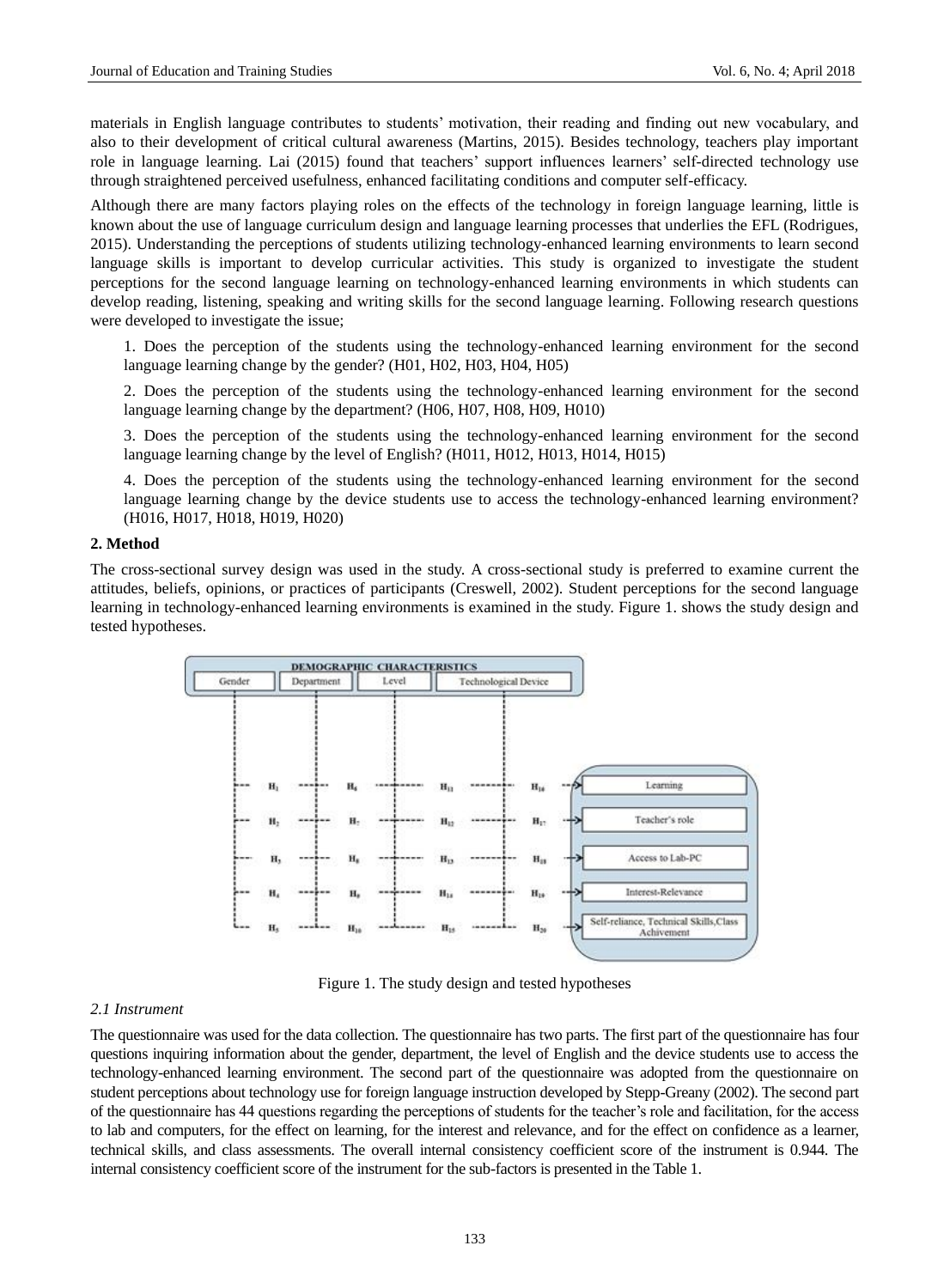materials in English language contributes to students' motivation, their reading and finding out new vocabulary, and also to their development of critical cultural awareness (Martins, 2015). Besides technology, teachers play important role in language learning. Lai (2015) found that teachers' support influences learners' self-directed technology use through straightened perceived usefulness, enhanced facilitating conditions and computer self-efficacy.

Although there are many factors playing roles on the effects of the technology in foreign language learning, little is known about the use of language curriculum design and language learning processes that underlies the EFL (Rodrigues, 2015). Understanding the perceptions of students utilizing technology-enhanced learning environments to learn second language skills is important to develop curricular activities. This study is organized to investigate the student perceptions for the second language learning on technology-enhanced learning environments in which students can develop reading, listening, speaking and writing skills for the second language learning. Following research questions were developed to investigate the issue;

1. Does the perception of the students using the technology-enhanced learning environment for the second language learning change by the gender? (H01, H02, H03, H04, H05)

2. Does the perception of the students using the technology-enhanced learning environment for the second language learning change by the department? (H06, H07, H08, H09, H010)

3. Does the perception of the students using the technology-enhanced learning environment for the second language learning change by the level of English? (H011, H012, H013, H014, H015)

4. Does the perception of the students using the technology-enhanced learning environment for the second language learning change by the device students use to access the technology-enhanced learning environment? (H016, H017, H018, H019, H020)

## 2. Method

The cross-sectional survey design was used in the study. A cross-sectional study is preferred to examine current the attitudes, beliefs, opinions, or practices of participants (Creswell, 2002). Student perceptions for the second language learning in technology-enhanced learning environments is examined in the study. Figure 1. shows the study design and tested hypotheses.

Figure 1. The study design and tested hypotheses

### *2.1 Instrument*

The questionnaire was used for the data collection. The questionnaire has two parts. The first part of the questionnaire has four questions inquiring information about the gender, department, the level of English and the device students use to access the technology-enhanced learning environment. The second part of the questionnaire was adopted from the questionnaire on student perceptions about technology use for foreign language instruction developed by Stepp-Greany (2002). The second part of the questionnaire has 44 questions regarding the perceptions of students for the teacher's role and facilitation, for the access to lab and computers, for the effect on learning, for the interest and relevance, and for the effect on confidence as a learner, technical skills, and class assessments. The overall internal consistency coefficient score of the instrument is 0.944. The internal consistency coefficient score of the instrument for the sub-factors is presented in the Table 1.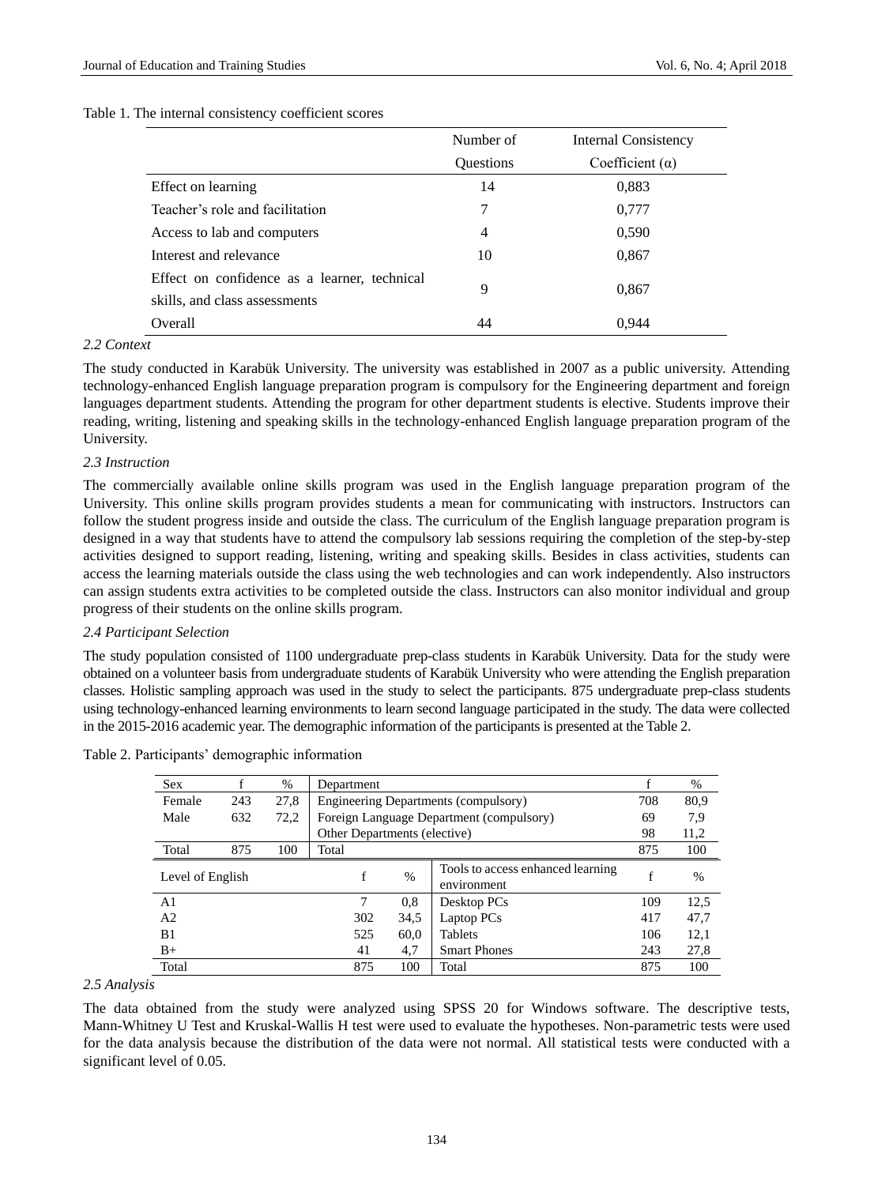Table 1. The internal consistency coefficient scores

| | Number of Questions | Internal Consistency Coefficient (α) |
|---|---|---|
| Effect on learning | 14 | 0,883 |
| Teacher's role and facilitation | 7 | 0,777 |
| Access to lab and computers | 4 | 0,590 |
| Interest and relevance | 10 | 0,867 |
| Effect on confidence as a learner, technical skills, and class assessments | 9 | 0,867 |
| Overall | 44 | 0,944 |

*2.2 Context*

The study conducted in Karabük University. The university was established in 2007 as a public university. Attending technology-enhanced English language preparation program is compulsory for the Engineering department and foreign languages department students. Attending the program for other department students is elective. Students improve their reading, writing, listening and speaking skills in the technology-enhanced English language preparation program of the University.

*2.3 Instruction*

The commercially available online skills program was used in the English language preparation program of the University. This online skills program provides students a mean for communicating with instructors. Instructors can follow the student progress inside and outside the class. The curriculum of the English language preparation program is designed in a way that students have to attend the compulsory lab sessions requiring the completion of the step-by-step activities designed to support reading, listening, writing and speaking skills. Besides in class activities, students can access the learning materials outside the class using the web technologies and can work independently. Also instructors can assign students extra activities to be completed outside the class. Instructors can also monitor individual and group progress of their students on the online skills program.

*2.4 Participant Selection*

The study population consisted of 1100 undergraduate prep-class students in Karabük University. Data for the study were obtained on a volunteer basis from undergraduate students of Karabük University who were attending the English preparation classes. Holistic sampling approach was used in the study to select the participants. 875 undergraduate prep-class students using technology-enhanced learning environments to learn second language participated in the study. The data were collected in the 2015-2016 academic year. The demographic information of the participants is presented at the Table 2.

Table 2. Participants' demographic information

| Sex | f | % | Department | f | % |
|---|---|---|---|---|---|
| Female | 243 | 27,8 | Engineering Departments (compulsory) | 708 | 80,9 |
| Male | 632 | 72,2 | Foreign Language Department (compulsory) | 69 | 7,9 |
| | | | Other Departments (elective) | 98 | 11,2 |
| Total | 875 | 100 | Total | 875 | 100 |

| Level of English | f | % | Tools to access enhanced learning environment | f | % |
|---|---|---|---|---|---|
| A1 | 7 | 0,8 | Desktop PCs | 109 | 12,5 |
| A2 | 302 | 34,5 | Laptop PCs | 417 | 47,7 |
| B1 | 525 | 60,0 | Tablets | 106 | 12,1 |
| B+ | 41 | 4,7 | Smart Phones | 243 | 27,8 |
| Total | 875 | 100 | Total | 875 | 100 |

*2.5 Analysis*

The data obtained from the study were analyzed using SPSS 20 for Windows software. The descriptive tests, Mann-Whitney U Test and Kruskal-Wallis H test were used to evaluate the hypotheses. Non-parametric tests were used for the data analysis because the distribution of the data were not normal. All statistical tests were conducted with a significant level of 0.05.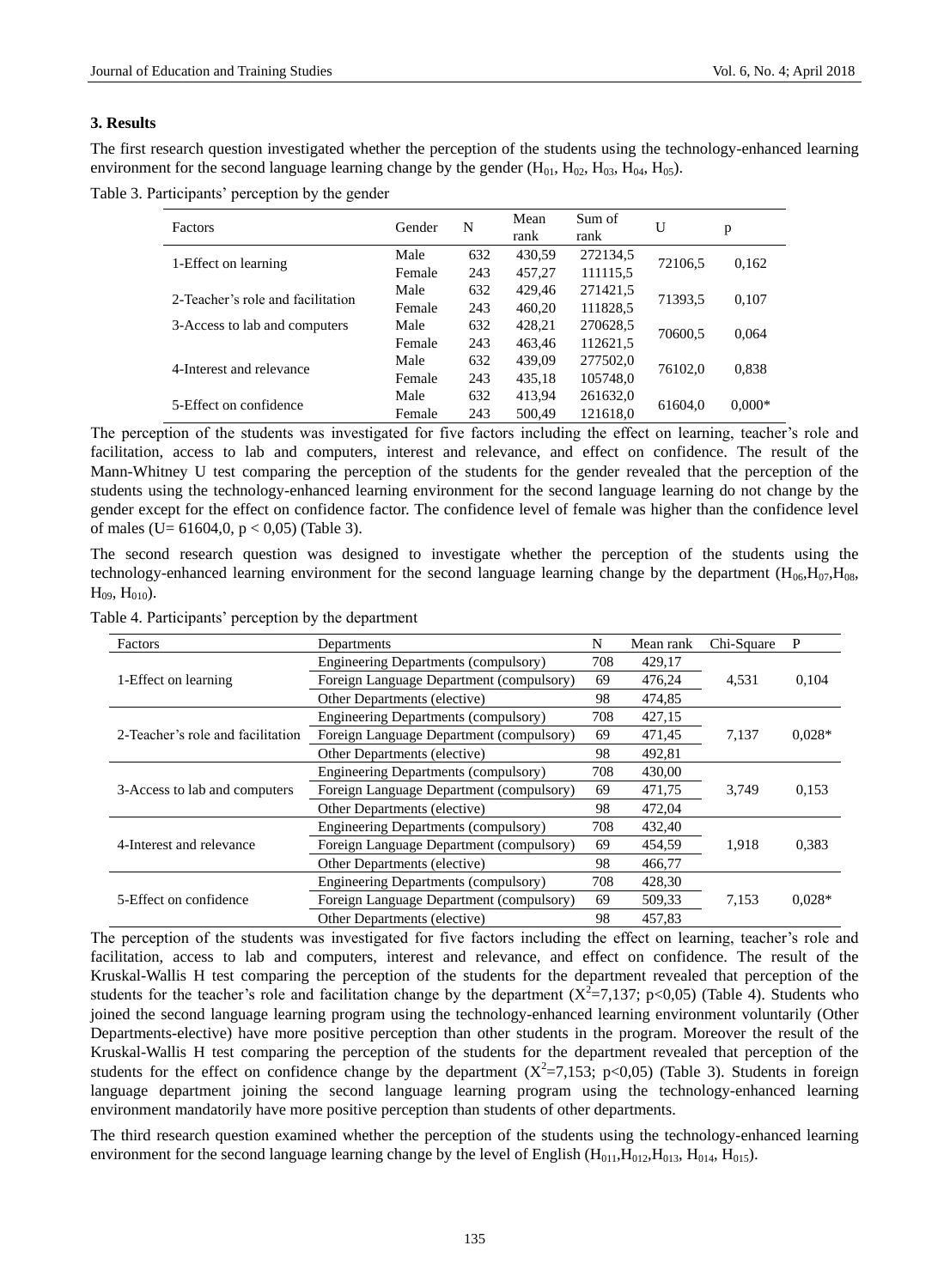### 3. Results

The first research question investigated whether the perception of the students using the technology-enhanced learning environment for the second language learning change by the gender ($H_{01}$, $H_{02}$, $H_{03}$, $H_{04}$, $H_{05}$).

Table 3. Participants' perception by the gender

| Factors | Gender | N | Mean rank | Sum of rank | U | p |
|---|---|---|---|---|---|---|
| 1-Effect on learning | Male | 632 | 430,59 | 272134,5 | 72106,5 | 0,162 |
| | Female | 243 | 457,27 | 111115,5 | | |
| 2-Teacher's role and facilitation | Male | 632 | 429,46 | 271421,5 | 71393,5 | 0,107 |
| | Female | 243 | 460,20 | 111828,5 | | |
| 3-Access to lab and computers | Male | 632 | 428,21 | 270628,5 | 70600,5 | 0,064 |
| | Female | 243 | 463,46 | 112621,5 | | |
| 4-Interest and relevance | Male | 632 | 439,09 | 277502,0 | 76102,0 | 0,838 |
| | Female | 243 | 435,18 | 105748,0 | | |
| 5-Effect on confidence | Male | 632 | 413,94 | 261632,0 | 61604,0 | 0,000* |
| | Female | 243 | 500,49 | 121618,0 | | |

The perception of the students was investigated for five factors including the effect on learning, teacher's role and facilitation, access to lab and computers, interest and relevance, and effect on confidence. The result of the Mann-Whitney U test comparing the perception of the students for the gender revealed that the perception of the students using the technology-enhanced learning environment for the second language learning do not change by the gender except for the effect on confidence factor. The confidence level of female was higher than the confidence level of males ($U= 61604,0$, $p < 0,05$) (Table 3).

The second research question was designed to investigate whether the perception of the students using the technology-enhanced learning environment for the second language learning change by the department ($H_{06}$,$H_{07}$,$H_{08}$, $H_{09}$, $H_{010}$).

Table 4. Participants' perception by the department

| Factors | Departments | N | Mean rank | Chi-Square | P |
|---|---|---|---|---|---|
| 1-Effect on learning | Engineering Departments (compulsory) | 708 | 429,17 | 4,531 | 0,104 |
| | Foreign Language Department (compulsory) | 69 | 476,24 | | |
| | Other Departments (elective) | 98 | 474,85 | | |
| 2-Teacher's role and facilitation | Engineering Departments (compulsory) | 708 | 427,15 | 7,137 | 0,028* |
| | Foreign Language Department (compulsory) | 69 | 471,45 | | |
| | Other Departments (elective) | 98 | 492,81 | | |
| 3-Access to lab and computers | Engineering Departments (compulsory) | 708 | 430,00 | 3,749 | 0,153 |
| | Foreign Language Department (compulsory) | 69 | 471,75 | | |
| | Other Departments (elective) | 98 | 472,04 | | |
| 4-Interest and relevance | Engineering Departments (compulsory) | 708 | 432,40 | 1,918 | 0,383 |
| | Foreign Language Department (compulsory) | 69 | 454,59 | | |
| | Other Departments (elective) | 98 | 466,77 | | |
| 5-Effect on confidence | Engineering Departments (compulsory) | 708 | 428,30 | 7,153 | 0,028* |
| | Foreign Language Department (compulsory) | 69 | 509,33 | | |
| | Other Departments (elective) | 98 | 457,83 | | |

The perception of the students was investigated for five factors including the effect on learning, teacher's role and facilitation, access to lab and computers, interest and relevance, and effect on confidence. The result of the Kruskal-Wallis H test comparing the perception of the students for the department revealed that perception of the students for the teacher's role and facilitation change by the department ($X^2$=7,137; p<0,05) (Table 4). Students who joined the second language learning program using the technology-enhanced learning environment voluntarily (Other Departments-elective) have more positive perception than other students in the program. Moreover the result of the Kruskal-Wallis H test comparing the perception of the students for the department revealed that perception of the students for the effect on confidence change by the department ($X^2$=7,153; p<0,05) (Table 3). Students in foreign language department joining the second language learning program using the technology-enhanced learning environment mandatorily have more positive perception than students of other departments.

The third research question examined whether the perception of the students using the technology-enhanced learning environment for the second language learning change by the level of English ($H_{011}$,$H_{012}$,$H_{013}$, $H_{014}$, $H_{015}$).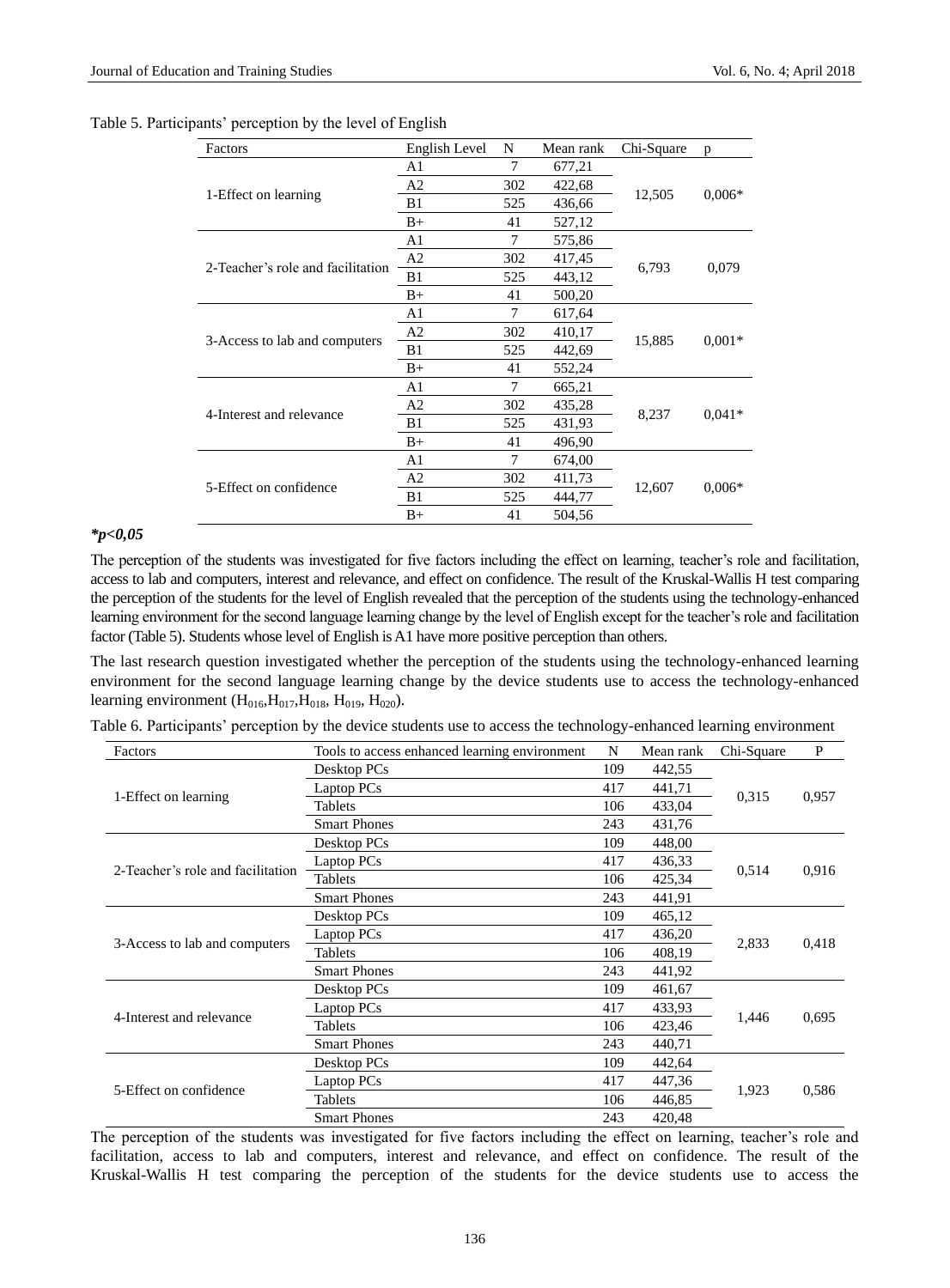Table 5. Participants' perception by the level of English

| Factors | English Level | N | Mean rank | Chi-Square | p |
|---|---|---|---|---|---|
| 1-Effect on learning | A1 | 7 | 677,21 | 12,505 | 0,006* |
| | A2 | 302 | 422,68 | | |
| | B1 | 525 | 436,66 | | |
| | B+ | 41 | 527,12 | | |
| 2-Teacher's role and facilitation | A1 | 7 | 575,86 | 6,793 | 0,079 |
| | A2 | 302 | 417,45 | | |
| | B1 | 525 | 443,12 | | |
| | B+ | 41 | 500,20 | | |
| 3-Access to lab and computers | A1 | 7 | 617,64 | 15,885 | 0,001* |
| | A2 | 302 | 410,17 | | |
| | B1 | 525 | 442,69 | | |
| | B+ | 41 | 552,24 | | |
| 4-Interest and relevance | A1 | 7 | 665,21 | 8,237 | 0,041* |
| | A2 | 302 | 435,28 | | |
| | B1 | 525 | 431,93 | | |
| | B+ | 41 | 496,90 | | |
| 5-Effect on confidence | A1 | 7 | 674,00 | 12,607 | 0,006* |
| | A2 | 302 | 411,73 | | |
| | B1 | 525 | 444,77 | | |
| | B+ | 41 | 504,56 | | |

***p<0,05**

The perception of the students was investigated for five factors including the effect on learning, teacher's role and facilitation, access to lab and computers, interest and relevance, and effect on confidence. The result of the Kruskal-Wallis H test comparing the perception of the students for the level of English revealed that the perception of the students using the technology-enhanced learning environment for the second language learning change by the level of English except for the teacher's role and facilitation factor (Table 5). Students whose level of English is A1 have more positive perception than others.

The last research question investigated whether the perception of the students using the technology-enhanced learning environment for the second language learning change by the device students use to access the technology-enhanced learning environment ($H_{016}$,$H_{017}$,$H_{018}$, $H_{019}$, $H_{020}$).

Table 6. Participants' perception by the device students use to access the technology-enhanced learning environment

| Factors | Tools to access enhanced learning environment | N | Mean rank | Chi-Square | P |
|---|---|---|---|---|---|
| 1-Effect on learning | Desktop PCs | 109 | 442,55 | 0,315 | 0,957 |
| | Laptop PCs | 417 | 441,71 | | |
| | Tablets | 106 | 433,04 | | |
| | Smart Phones | 243 | 431,76 | | |
| 2-Teacher's role and facilitation | Desktop PCs | 109 | 448,00 | 0,514 | 0,916 |
| | Laptop PCs | 417 | 436,33 | | |
| | Tablets | 106 | 425,34 | | |
| | Smart Phones | 243 | 441,91 | | |
| 3-Access to lab and computers | Desktop PCs | 109 | 465,12 | 2,833 | 0,418 |
| | Laptop PCs | 417 | 436,20 | | |
| | Tablets | 106 | 408,19 | | |
| | Smart Phones | 243 | 441,92 | | |
| 4-Interest and relevance | Desktop PCs | 109 | 461,67 | 1,446 | 0,695 |
| | Laptop PCs | 417 | 433,93 | | |
| | Tablets | 106 | 423,46 | | |
| | Smart Phones | 243 | 440,71 | | |
| 5-Effect on confidence | Desktop PCs | 109 | 442,64 | 1,923 | 0,586 |
| | Laptop PCs | 417 | 447,36 | | |
| | Tablets | 106 | 446,85 | | |
| | Smart Phones | 243 | 420,48 | | |

The perception of the students was investigated for five factors including the effect on learning, teacher's role and facilitation, access to lab and computers, interest and relevance, and effect on confidence. The result of the Kruskal-Wallis H test comparing the perception of the students for the device students use to access the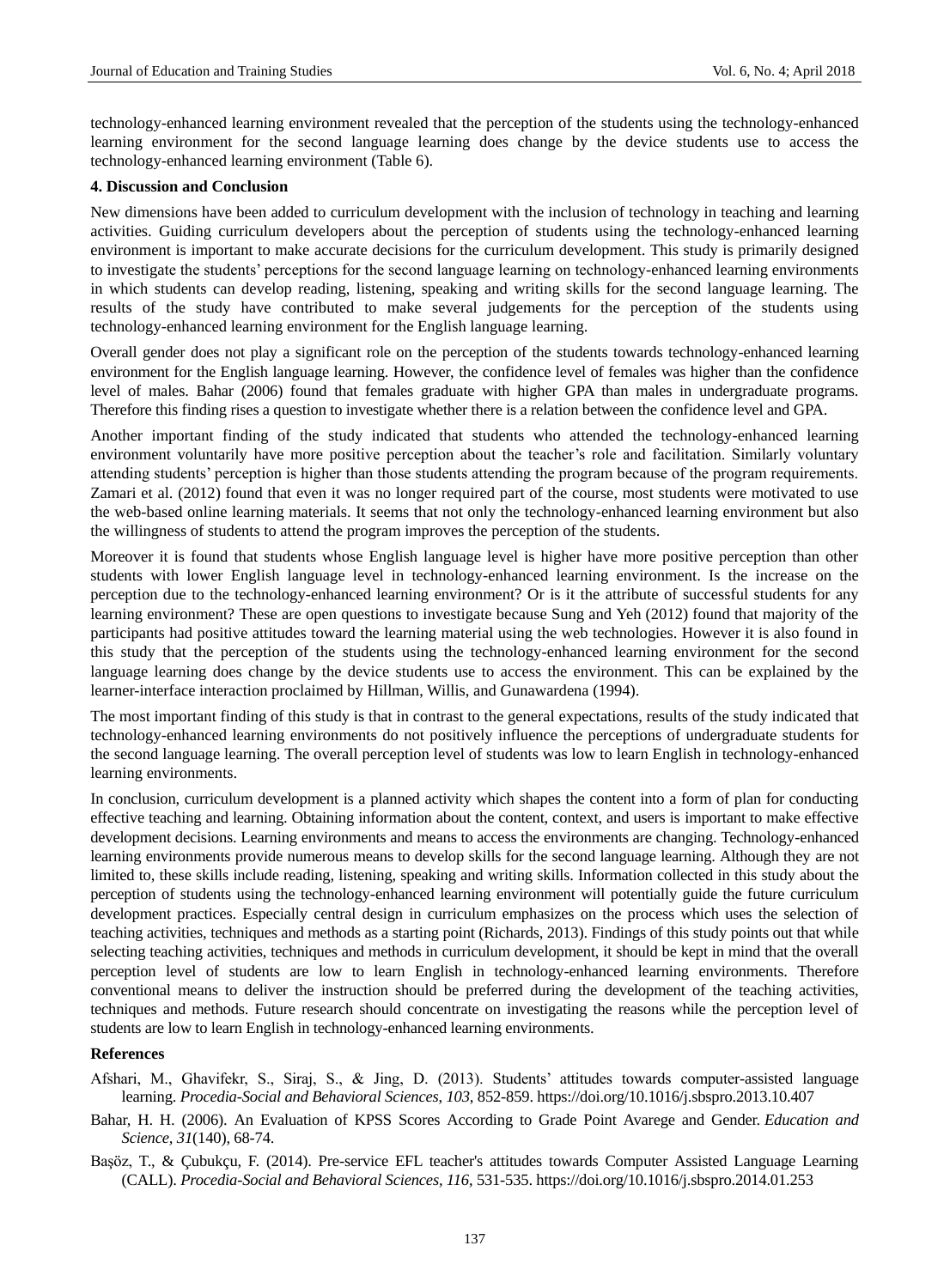technology-enhanced learning environment revealed that the perception of the students using the technology-enhanced learning environment for the second language learning does change by the device students use to access the technology-enhanced learning environment (Table 6).

## 4. Discussion and Conclusion

New dimensions have been added to curriculum development with the inclusion of technology in teaching and learning activities. Guiding curriculum developers about the perception of students using the technology-enhanced learning environment is important to make accurate decisions for the curriculum development. This study is primarily designed to investigate the students' perceptions for the second language learning on technology-enhanced learning environments in which students can develop reading, listening, speaking and writing skills for the second language learning. The results of the study have contributed to make several judgements for the perception of the students using technology-enhanced learning environment for the English language learning.

Overall gender does not play a significant role on the perception of the students towards technology-enhanced learning environment for the English language learning. However, the confidence level of females was higher than the confidence level of males. Bahar (2006) found that females graduate with higher GPA than males in undergraduate programs. Therefore this finding rises a question to investigate whether there is a relation between the confidence level and GPA.

Another important finding of the study indicated that students who attended the technology-enhanced learning environment voluntarily have more positive perception about the teacher's role and facilitation. Similarly voluntary attending students' perception is higher than those students attending the program because of the program requirements. Zamari et al. (2012) found that even it was no longer required part of the course, most students were motivated to use the web-based online learning materials. It seems that not only the technology-enhanced learning environment but also the willingness of students to attend the program improves the perception of the students.

Moreover it is found that students whose English language level is higher have more positive perception than other students with lower English language level in technology-enhanced learning environment. Is the increase on the perception due to the technology-enhanced learning environment? Or is it the attribute of successful students for any learning environment? These are open questions to investigate because Sung and Yeh (2012) found that majority of the participants had positive attitudes toward the learning material using the web technologies. However it is also found in this study that the perception of the students using the technology-enhanced learning environment for the second language learning does change by the device students use to access the environment. This can be explained by the learner-interface interaction proclaimed by Hillman, Willis, and Gunawardena (1994).

The most important finding of this study is that in contrast to the general expectations, results of the study indicated that technology-enhanced learning environments do not positively influence the perceptions of undergraduate students for the second language learning. The overall perception level of students was low to learn English in technology-enhanced learning environments.

In conclusion, curriculum development is a planned activity which shapes the content into a form of plan for conducting effective teaching and learning. Obtaining information about the content, context, and users is important to make effective development decisions. Learning environments and means to access the environments are changing. Technology-enhanced learning environments provide numerous means to develop skills for the second language learning. Although they are not limited to, these skills include reading, listening, speaking and writing skills. Information collected in this study about the perception of students using the technology-enhanced learning environment will potentially guide the future curriculum development practices. Especially central design in curriculum emphasizes on the process which uses the selection of teaching activities, techniques and methods as a starting point (Richards, 2013). Findings of this study points out that while selecting teaching activities, techniques and methods in curriculum development, it should be kept in mind that the overall perception level of students are low to learn English in technology-enhanced learning environments. Therefore conventional means to deliver the instruction should be preferred during the development of the teaching activities, techniques and methods. Future research should concentrate on investigating the reasons while the perception level of students are low to learn English in technology-enhanced learning environments.

## References

Afshari, M., Ghavifekr, S., Siraj, S., & Jing, D. (2013). Students' attitudes towards computer-assisted language learning. *Procedia-Social and Behavioral Sciences, 103*, 852-859. https://doi.org/10.1016/j.sbspro.2013.10.407

Bahar, H. H. (2006). An Evaluation of KPSS Scores According to Grade Point Avarege and Gender. *Education and Science, 31*(140), 68-74.

Başöz, T., & Çubukçu, F. (2014). Pre-service EFL teacher's attitudes towards Computer Assisted Language Learning (CALL). *Procedia-Social and Behavioral Sciences, 116*, 531-535. https://doi.org/10.1016/j.sbspro.2014.01.253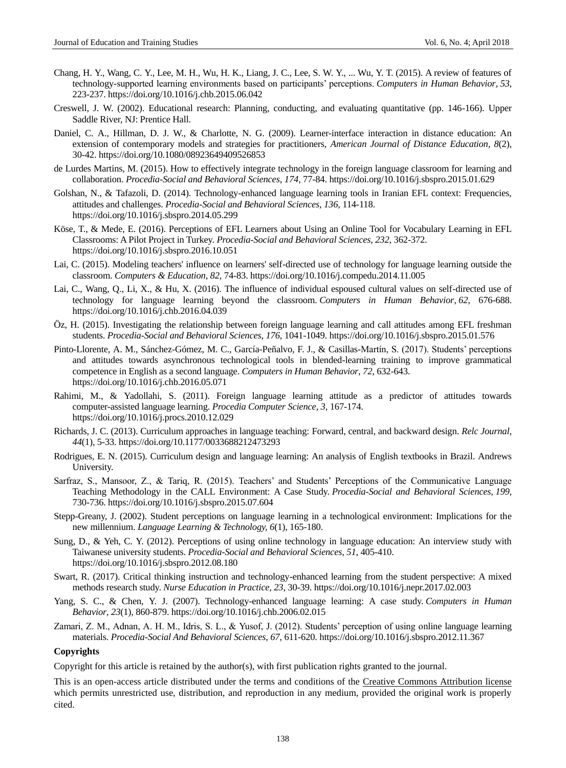Chang, H. Y., Wang, C. Y., Lee, M. H., Wu, H. K., Liang, J. C., Lee, S. W. Y., ... Wu, Y. T. (2015). A review of features of technology-supported learning environments based on participants' perceptions. *Computers in Human Behavior*, *53*, 223-237. https://doi.org/10.1016/j.chb.2015.06.042

Creswell, J. W. (2002). Educational research: Planning, conducting, and evaluating quantitative (pp. 146-166). Upper Saddle River, NJ: Prentice Hall.

Daniel, C. A., Hillman, D. J. W., & Charlotte, N. G. (2009). Learner-interface interaction in distance education: An extension of contemporary models and strategies for practitioners, *American Journal of Distance Education, 8*(2), 30-42. https://doi.org/10.1080/08923649409526853

de Lurdes Martins, M. (2015). How to effectively integrate technology in the foreign language classroom for learning and collaboration. *Procedia-Social and Behavioral Sciences*, *174*, 77-84. https://doi.org/10.1016/j.sbspro.2015.01.629

Golshan, N., & Tafazoli, D. (2014). Technology-enhanced language learning tools in Iranian EFL context: Frequencies, attitudes and challenges. *Procedia-Social and Behavioral Sciences*, *136*, 114-118. https://doi.org/10.1016/j.sbspro.2014.05.299

Köse, T., & Mede, E. (2016). Perceptions of EFL Learners about Using an Online Tool for Vocabulary Learning in EFL Classrooms: A Pilot Project in Turkey. *Procedia-Social and Behavioral Sciences*, *232*, 362-372. https://doi.org/10.1016/j.sbspro.2016.10.051

Lai, C. (2015). Modeling teachers' influence on learners' self-directed use of technology for language learning outside the classroom. *Computers & Education*, *82*, 74-83. https://doi.org/10.1016/j.compedu.2014.11.005

Lai, C., Wang, Q., Li, X., & Hu, X. (2016). The influence of individual espoused cultural values on self-directed use of technology for language learning beyond the classroom. *Computers in Human Behavior*, *62*, 676-688. https://doi.org/10.1016/j.chb.2016.04.039

Öz, H. (2015). Investigating the relationship between foreign language learning and call attitudes among EFL freshman students. *Procedia-Social and Behavioral Sciences*, *176*, 1041-1049. https://doi.org/10.1016/j.sbspro.2015.01.576

Pinto-Llorente, A. M., Sánchez-Gómez, M. C., García-Peñalvo, F. J., & Casillas-Martín, S. (2017). Students' perceptions and attitudes towards asynchronous technological tools in blended-learning training to improve grammatical competence in English as a second language. *Computers in Human Behavior*, *72*, 632-643. https://doi.org/10.1016/j.chb.2016.05.071

Rahimi, M., & Yadollahi, S. (2011). Foreign language learning attitude as a predictor of attitudes towards computer-assisted language learning. *Procedia Computer Science*, *3*, 167-174. https://doi.org/10.1016/j.procs.2010.12.029

Richards, J. C. (2013). Curriculum approaches in language teaching: Forward, central, and backward design. *Relc Journal, 44*(1), 5-33. https://doi.org/10.1177/0033688212473293

Rodrigues, E. N. (2015). Curriculum design and language learning: An analysis of English textbooks in Brazil. Andrews University.

Sarfraz, S., Mansoor, Z., & Tariq, R. (2015). Teachers' and Students' Perceptions of the Communicative Language Teaching Methodology in the CALL Environment: A Case Study. *Procedia-Social and Behavioral Sciences*, *199*, 730-736. https://doi.org/10.1016/j.sbspro.2015.07.604

Stepp-Greany, J. (2002). Student perceptions on language learning in a technological environment: Implications for the new millennium. *Language Learning & Technology, 6*(1), 165-180.

Sung, D., & Yeh, C. Y. (2012). Perceptions of using online technology in language education: An interview study with Taiwanese university students. *Procedia-Social and Behavioral Sciences*, *51*, 405-410. https://doi.org/10.1016/j.sbspro.2012.08.180

Swart, R. (2017). Critical thinking instruction and technology-enhanced learning from the student perspective: A mixed methods research study. *Nurse Education in Practice*, *23*, 30-39. https://doi.org/10.1016/j.nepr.2017.02.003

Yang, S. C., & Chen, Y. J. (2007). Technology-enhanced language learning: A case study. *Computers in Human Behavior*, *23*(1), 860-879. https://doi.org/10.1016/j.chb.2006.02.015

Zamari, Z. M., Adnan, A. H. M., Idris, S. L., & Yusof, J. (2012). Students' perception of using online language learning materials. *Procedia-Social And Behavioral Sciences*, *67*, 611-620. https://doi.org/10.1016/j.sbspro.2012.11.367

**Copyrights**

Copyright for this article is retained by the author(s), with first publication rights granted to the journal.

This is an open-access article distributed under the terms and conditions of the Creative Commons Attribution license which permits unrestricted use, distribution, and reproduction in any medium, provided the original work is properly cited.